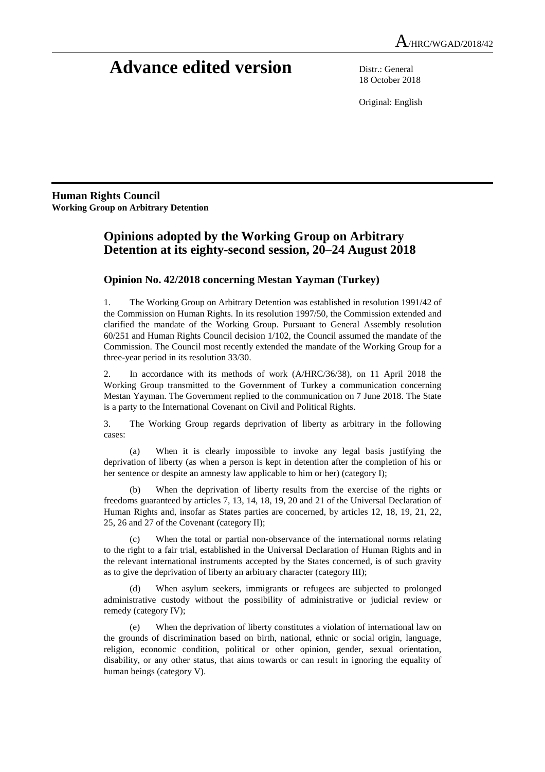A/HRC/WGAD/2018/42

# Advance edited version

Distr.: General
18 October 2018

Original: English

**Human Rights Council**
**Working Group on Arbitrary Detention**

## Opinions adopted by the Working Group on Arbitrary Detention at its eighty-second session, 20–24 August 2018

### Opinion No. 42/2018 concerning Mestan Yayman (Turkey)

1. The Working Group on Arbitrary Detention was established in resolution 1991/42 of the Commission on Human Rights. In its resolution 1997/50, the Commission extended and clarified the mandate of the Working Group. Pursuant to General Assembly resolution 60/251 and Human Rights Council decision 1/102, the Council assumed the mandate of the Commission. The Council most recently extended the mandate of the Working Group for a three-year period in its resolution 33/30.

2. In accordance with its methods of work (A/HRC/36/38), on 11 April 2018 the Working Group transmitted to the Government of Turkey a communication concerning Mestan Yayman. The Government replied to the communication on 7 June 2018. The State is a party to the International Covenant on Civil and Political Rights.

3. The Working Group regards deprivation of liberty as arbitrary in the following cases:

(a) When it is clearly impossible to invoke any legal basis justifying the deprivation of liberty (as when a person is kept in detention after the completion of his or her sentence or despite an amnesty law applicable to him or her) (category I);

(b) When the deprivation of liberty results from the exercise of the rights or freedoms guaranteed by articles 7, 13, 14, 18, 19, 20 and 21 of the Universal Declaration of Human Rights and, insofar as States parties are concerned, by articles 12, 18, 19, 21, 22, 25, 26 and 27 of the Covenant (category II);

(c) When the total or partial non-observance of the international norms relating to the right to a fair trial, established in the Universal Declaration of Human Rights and in the relevant international instruments accepted by the States concerned, is of such gravity as to give the deprivation of liberty an arbitrary character (category III);

(d) When asylum seekers, immigrants or refugees are subjected to prolonged administrative custody without the possibility of administrative or judicial review or remedy (category IV);

(e) When the deprivation of liberty constitutes a violation of international law on the grounds of discrimination based on birth, national, ethnic or social origin, language, religion, economic condition, political or other opinion, gender, sexual orientation, disability, or any other status, that aims towards or can result in ignoring the equality of human beings (category V).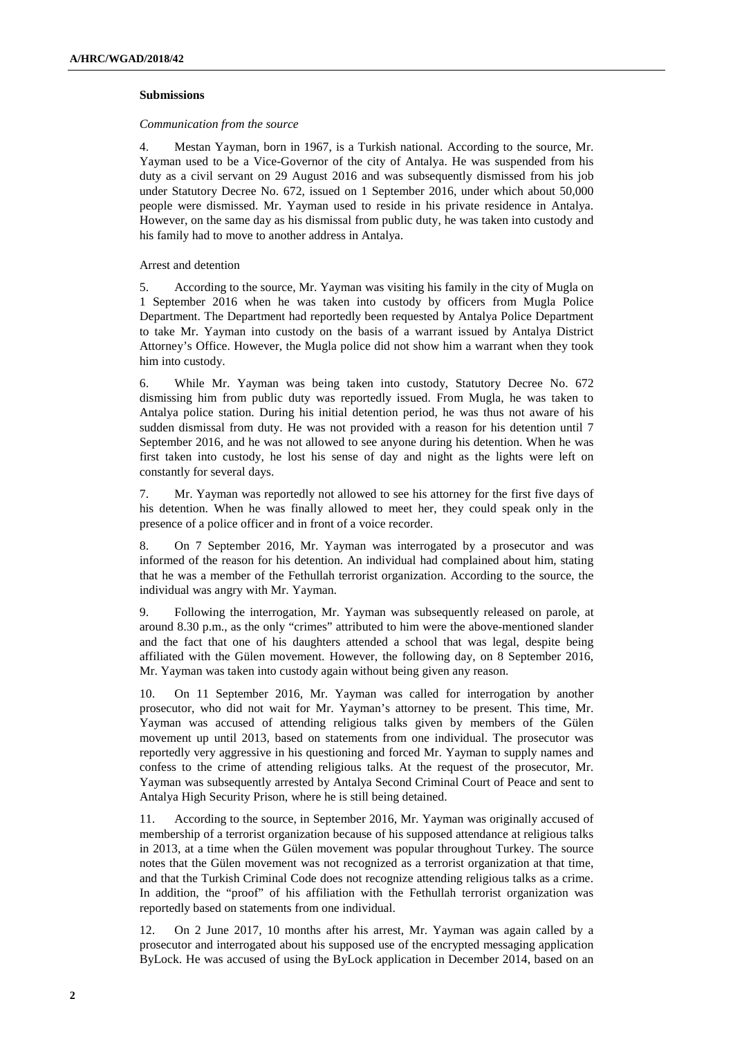### Submissions

*Communication from the source*

4. Mestan Yayman, born in 1967, is a Turkish national. According to the source, Mr. Yayman used to be a Vice-Governor of the city of Antalya. He was suspended from his duty as a civil servant on 29 August 2016 and was subsequently dismissed from his job under Statutory Decree No. 672, issued on 1 September 2016, under which about 50,000 people were dismissed. Mr. Yayman used to reside in his private residence in Antalya. However, on the same day as his dismissal from public duty, he was taken into custody and his family had to move to another address in Antalya.

Arrest and detention

5. According to the source, Mr. Yayman was visiting his family in the city of Mugla on 1 September 2016 when he was taken into custody by officers from Mugla Police Department. The Department had reportedly been requested by Antalya Police Department to take Mr. Yayman into custody on the basis of a warrant issued by Antalya District Attorney's Office. However, the Mugla police did not show him a warrant when they took him into custody.

6. While Mr. Yayman was being taken into custody, Statutory Decree No. 672 dismissing him from public duty was reportedly issued. From Mugla, he was taken to Antalya police station. During his initial detention period, he was thus not aware of his sudden dismissal from duty. He was not provided with a reason for his detention until 7 September 2016, and he was not allowed to see anyone during his detention. When he was first taken into custody, he lost his sense of day and night as the lights were left on constantly for several days.

7. Mr. Yayman was reportedly not allowed to see his attorney for the first five days of his detention. When he was finally allowed to meet her, they could speak only in the presence of a police officer and in front of a voice recorder.

8. On 7 September 2016, Mr. Yayman was interrogated by a prosecutor and was informed of the reason for his detention. An individual had complained about him, stating that he was a member of the Fethullah terrorist organization. According to the source, the individual was angry with Mr. Yayman.

9. Following the interrogation, Mr. Yayman was subsequently released on parole, at around 8.30 p.m., as the only "crimes" attributed to him were the above-mentioned slander and the fact that one of his daughters attended a school that was legal, despite being affiliated with the Gülen movement. However, the following day, on 8 September 2016, Mr. Yayman was taken into custody again without being given any reason.

10. On 11 September 2016, Mr. Yayman was called for interrogation by another prosecutor, who did not wait for Mr. Yayman's attorney to be present. This time, Mr. Yayman was accused of attending religious talks given by members of the Gülen movement up until 2013, based on statements from one individual. The prosecutor was reportedly very aggressive in his questioning and forced Mr. Yayman to supply names and confess to the crime of attending religious talks. At the request of the prosecutor, Mr. Yayman was subsequently arrested by Antalya Second Criminal Court of Peace and sent to Antalya High Security Prison, where he is still being detained.

11. According to the source, in September 2016, Mr. Yayman was originally accused of membership of a terrorist organization because of his supposed attendance at religious talks in 2013, at a time when the Gülen movement was popular throughout Turkey. The source notes that the Gülen movement was not recognized as a terrorist organization at that time, and that the Turkish Criminal Code does not recognize attending religious talks as a crime. In addition, the "proof" of his affiliation with the Fethullah terrorist organization was reportedly based on statements from one individual.

12. On 2 June 2017, 10 months after his arrest, Mr. Yayman was again called by a prosecutor and interrogated about his supposed use of the encrypted messaging application ByLock. He was accused of using the ByLock application in December 2014, based on an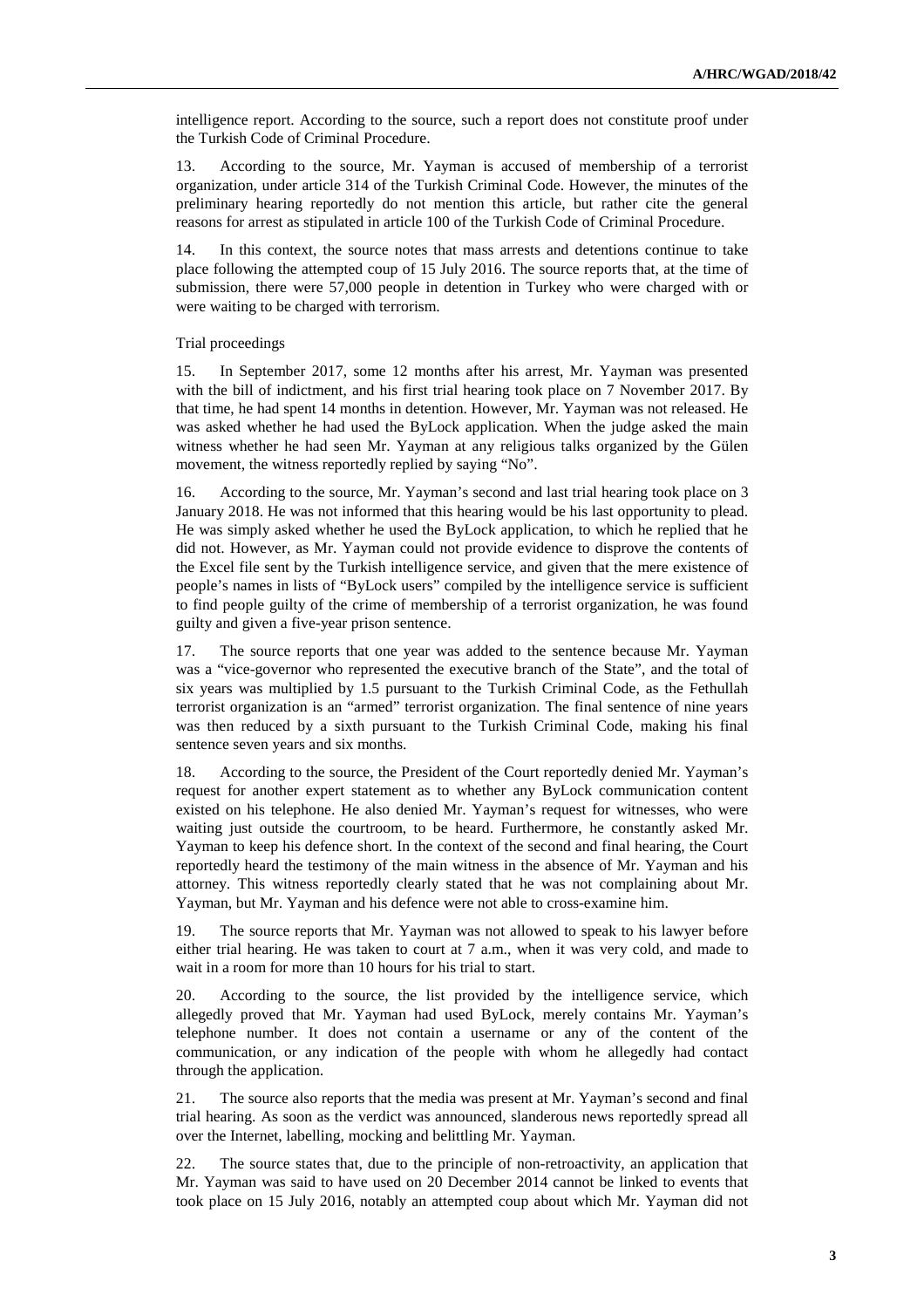intelligence report. According to the source, such a report does not constitute proof under the Turkish Code of Criminal Procedure.

13. According to the source, Mr. Yayman is accused of membership of a terrorist organization, under article 314 of the Turkish Criminal Code. However, the minutes of the preliminary hearing reportedly do not mention this article, but rather cite the general reasons for arrest as stipulated in article 100 of the Turkish Code of Criminal Procedure.

14. In this context, the source notes that mass arrests and detentions continue to take place following the attempted coup of 15 July 2016. The source reports that, at the time of submission, there were 57,000 people in detention in Turkey who were charged with or were waiting to be charged with terrorism.

Trial proceedings

15. In September 2017, some 12 months after his arrest, Mr. Yayman was presented with the bill of indictment, and his first trial hearing took place on 7 November 2017. By that time, he had spent 14 months in detention. However, Mr. Yayman was not released. He was asked whether he had used the ByLock application. When the judge asked the main witness whether he had seen Mr. Yayman at any religious talks organized by the Gülen movement, the witness reportedly replied by saying "No".

16. According to the source, Mr. Yayman's second and last trial hearing took place on 3 January 2018. He was not informed that this hearing would be his last opportunity to plead. He was simply asked whether he used the ByLock application, to which he replied that he did not. However, as Mr. Yayman could not provide evidence to disprove the contents of the Excel file sent by the Turkish intelligence service, and given that the mere existence of people's names in lists of "ByLock users" compiled by the intelligence service is sufficient to find people guilty of the crime of membership of a terrorist organization, he was found guilty and given a five-year prison sentence.

17. The source reports that one year was added to the sentence because Mr. Yayman was a "vice-governor who represented the executive branch of the State", and the total of six years was multiplied by 1.5 pursuant to the Turkish Criminal Code, as the Fethullah terrorist organization is an "armed" terrorist organization. The final sentence of nine years was then reduced by a sixth pursuant to the Turkish Criminal Code, making his final sentence seven years and six months.

18. According to the source, the President of the Court reportedly denied Mr. Yayman's request for another expert statement as to whether any ByLock communication content existed on his telephone. He also denied Mr. Yayman's request for witnesses, who were waiting just outside the courtroom, to be heard. Furthermore, he constantly asked Mr. Yayman to keep his defence short. In the context of the second and final hearing, the Court reportedly heard the testimony of the main witness in the absence of Mr. Yayman and his attorney. This witness reportedly clearly stated that he was not complaining about Mr. Yayman, but Mr. Yayman and his defence were not able to cross-examine him.

19. The source reports that Mr. Yayman was not allowed to speak to his lawyer before either trial hearing. He was taken to court at 7 a.m., when it was very cold, and made to wait in a room for more than 10 hours for his trial to start.

20. According to the source, the list provided by the intelligence service, which allegedly proved that Mr. Yayman had used ByLock, merely contains Mr. Yayman's telephone number. It does not contain a username or any of the content of the communication, or any indication of the people with whom he allegedly had contact through the application.

21. The source also reports that the media was present at Mr. Yayman's second and final trial hearing. As soon as the verdict was announced, slanderous news reportedly spread all over the Internet, labelling, mocking and belittling Mr. Yayman.

22. The source states that, due to the principle of non-retroactivity, an application that Mr. Yayman was said to have used on 20 December 2014 cannot be linked to events that took place on 15 July 2016, notably an attempted coup about which Mr. Yayman did not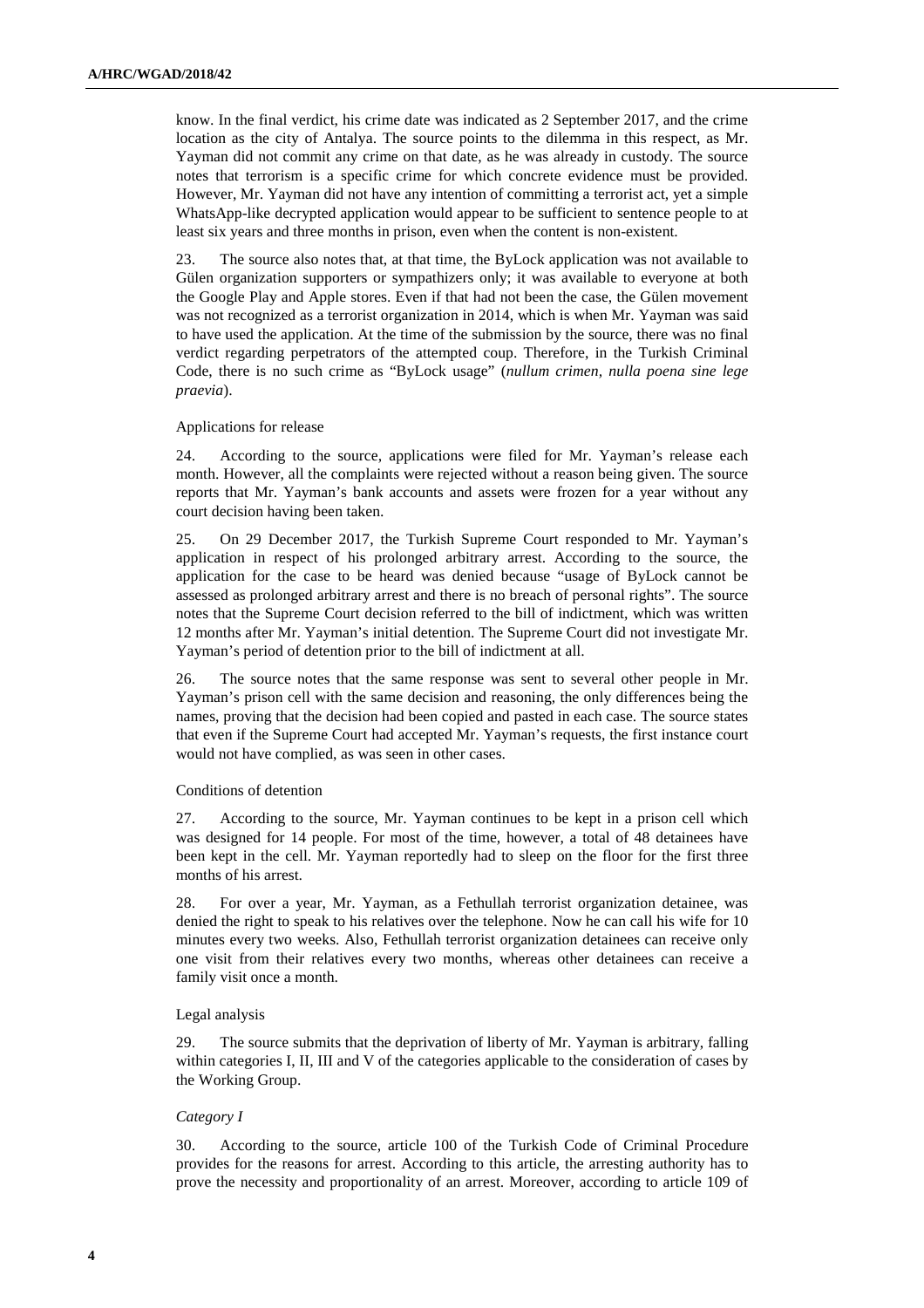know. In the final verdict, his crime date was indicated as 2 September 2017, and the crime location as the city of Antalya. The source points to the dilemma in this respect, as Mr. Yayman did not commit any crime on that date, as he was already in custody. The source notes that terrorism is a specific crime for which concrete evidence must be provided. However, Mr. Yayman did not have any intention of committing a terrorist act, yet a simple WhatsApp-like decrypted application would appear to be sufficient to sentence people to at least six years and three months in prison, even when the content is non-existent.

23. The source also notes that, at that time, the ByLock application was not available to Gülen organization supporters or sympathizers only; it was available to everyone at both the Google Play and Apple stores. Even if that had not been the case, the Gülen movement was not recognized as a terrorist organization in 2014, which is when Mr. Yayman was said to have used the application. At the time of the submission by the source, there was no final verdict regarding perpetrators of the attempted coup. Therefore, in the Turkish Criminal Code, there is no such crime as "ByLock usage" (*nullum crimen, nulla poena sine lege praevia*).

Applications for release

24. According to the source, applications were filed for Mr. Yayman's release each month. However, all the complaints were rejected without a reason being given. The source reports that Mr. Yayman's bank accounts and assets were frozen for a year without any court decision having been taken.

25. On 29 December 2017, the Turkish Supreme Court responded to Mr. Yayman's application in respect of his prolonged arbitrary arrest. According to the source, the application for the case to be heard was denied because "usage of ByLock cannot be assessed as prolonged arbitrary arrest and there is no breach of personal rights". The source notes that the Supreme Court decision referred to the bill of indictment, which was written 12 months after Mr. Yayman's initial detention. The Supreme Court did not investigate Mr. Yayman's period of detention prior to the bill of indictment at all.

26. The source notes that the same response was sent to several other people in Mr. Yayman's prison cell with the same decision and reasoning, the only differences being the names, proving that the decision had been copied and pasted in each case. The source states that even if the Supreme Court had accepted Mr. Yayman's requests, the first instance court would not have complied, as was seen in other cases.

Conditions of detention

27. According to the source, Mr. Yayman continues to be kept in a prison cell which was designed for 14 people. For most of the time, however, a total of 48 detainees have been kept in the cell. Mr. Yayman reportedly had to sleep on the floor for the first three months of his arrest.

28. For over a year, Mr. Yayman, as a Fethullah terrorist organization detainee, was denied the right to speak to his relatives over the telephone. Now he can call his wife for 10 minutes every two weeks. Also, Fethullah terrorist organization detainees can receive only one visit from their relatives every two months, whereas other detainees can receive a family visit once a month.

Legal analysis

29. The source submits that the deprivation of liberty of Mr. Yayman is arbitrary, falling within categories I, II, III and V of the categories applicable to the consideration of cases by the Working Group.

*Category I*

30. According to the source, article 100 of the Turkish Code of Criminal Procedure provides for the reasons for arrest. According to this article, the arresting authority has to prove the necessity and proportionality of an arrest. Moreover, according to article 109 of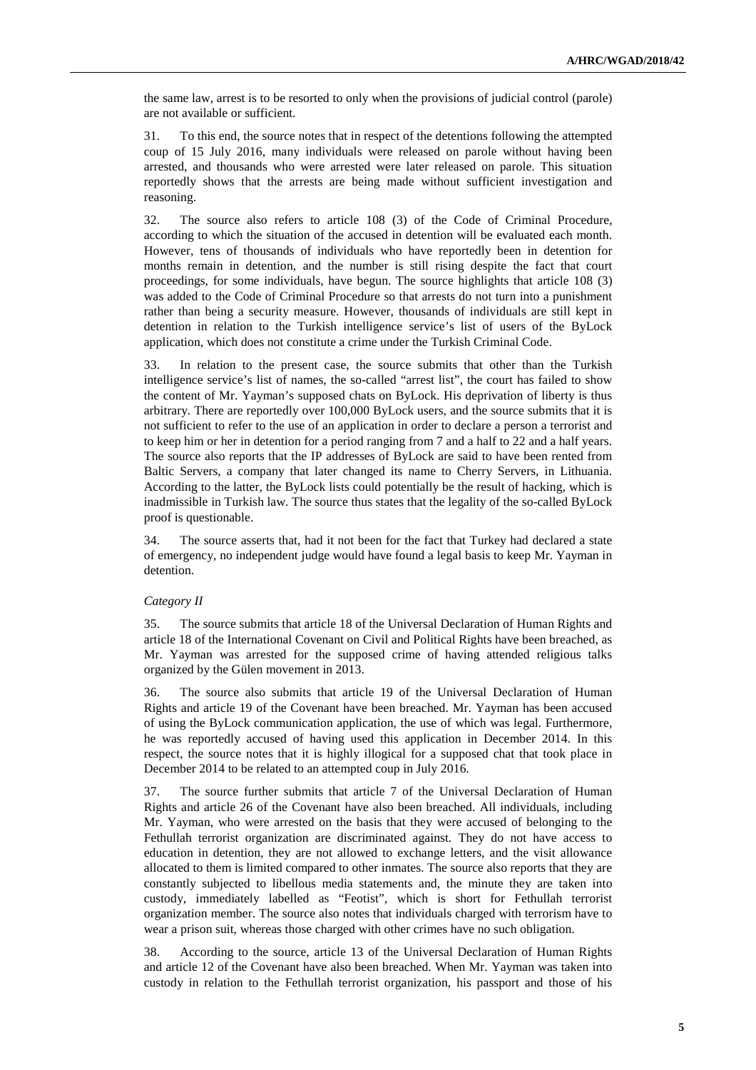the same law, arrest is to be resorted to only when the provisions of judicial control (parole) are not available or sufficient.

31. To this end, the source notes that in respect of the detentions following the attempted coup of 15 July 2016, many individuals were released on parole without having been arrested, and thousands who were arrested were later released on parole. This situation reportedly shows that the arrests are being made without sufficient investigation and reasoning.

32. The source also refers to article 108 (3) of the Code of Criminal Procedure, according to which the situation of the accused in detention will be evaluated each month. However, tens of thousands of individuals who have reportedly been in detention for months remain in detention, and the number is still rising despite the fact that court proceedings, for some individuals, have begun. The source highlights that article 108 (3) was added to the Code of Criminal Procedure so that arrests do not turn into a punishment rather than being a security measure. However, thousands of individuals are still kept in detention in relation to the Turkish intelligence service's list of users of the ByLock application, which does not constitute a crime under the Turkish Criminal Code.

33. In relation to the present case, the source submits that other than the Turkish intelligence service's list of names, the so-called "arrest list", the court has failed to show the content of Mr. Yayman's supposed chats on ByLock. His deprivation of liberty is thus arbitrary. There are reportedly over 100,000 ByLock users, and the source submits that it is not sufficient to refer to the use of an application in order to declare a person a terrorist and to keep him or her in detention for a period ranging from 7 and a half to 22 and a half years. The source also reports that the IP addresses of ByLock are said to have been rented from Baltic Servers, a company that later changed its name to Cherry Servers, in Lithuania. According to the latter, the ByLock lists could potentially be the result of hacking, which is inadmissible in Turkish law. The source thus states that the legality of the so-called ByLock proof is questionable.

34. The source asserts that, had it not been for the fact that Turkey had declared a state of emergency, no independent judge would have found a legal basis to keep Mr. Yayman in detention.

*Category II*

35. The source submits that article 18 of the Universal Declaration of Human Rights and article 18 of the International Covenant on Civil and Political Rights have been breached, as Mr. Yayman was arrested for the supposed crime of having attended religious talks organized by the Gülen movement in 2013.

36. The source also submits that article 19 of the Universal Declaration of Human Rights and article 19 of the Covenant have been breached. Mr. Yayman has been accused of using the ByLock communication application, the use of which was legal. Furthermore, he was reportedly accused of having used this application in December 2014. In this respect, the source notes that it is highly illogical for a supposed chat that took place in December 2014 to be related to an attempted coup in July 2016.

37. The source further submits that article 7 of the Universal Declaration of Human Rights and article 26 of the Covenant have also been breached. All individuals, including Mr. Yayman, who were arrested on the basis that they were accused of belonging to the Fethullah terrorist organization are discriminated against. They do not have access to education in detention, they are not allowed to exchange letters, and the visit allowance allocated to them is limited compared to other inmates. The source also reports that they are constantly subjected to libellous media statements and, the minute they are taken into custody, immediately labelled as "Feotist", which is short for Fethullah terrorist organization member. The source also notes that individuals charged with terrorism have to wear a prison suit, whereas those charged with other crimes have no such obligation.

38. According to the source, article 13 of the Universal Declaration of Human Rights and article 12 of the Covenant have also been breached. When Mr. Yayman was taken into custody in relation to the Fethullah terrorist organization, his passport and those of his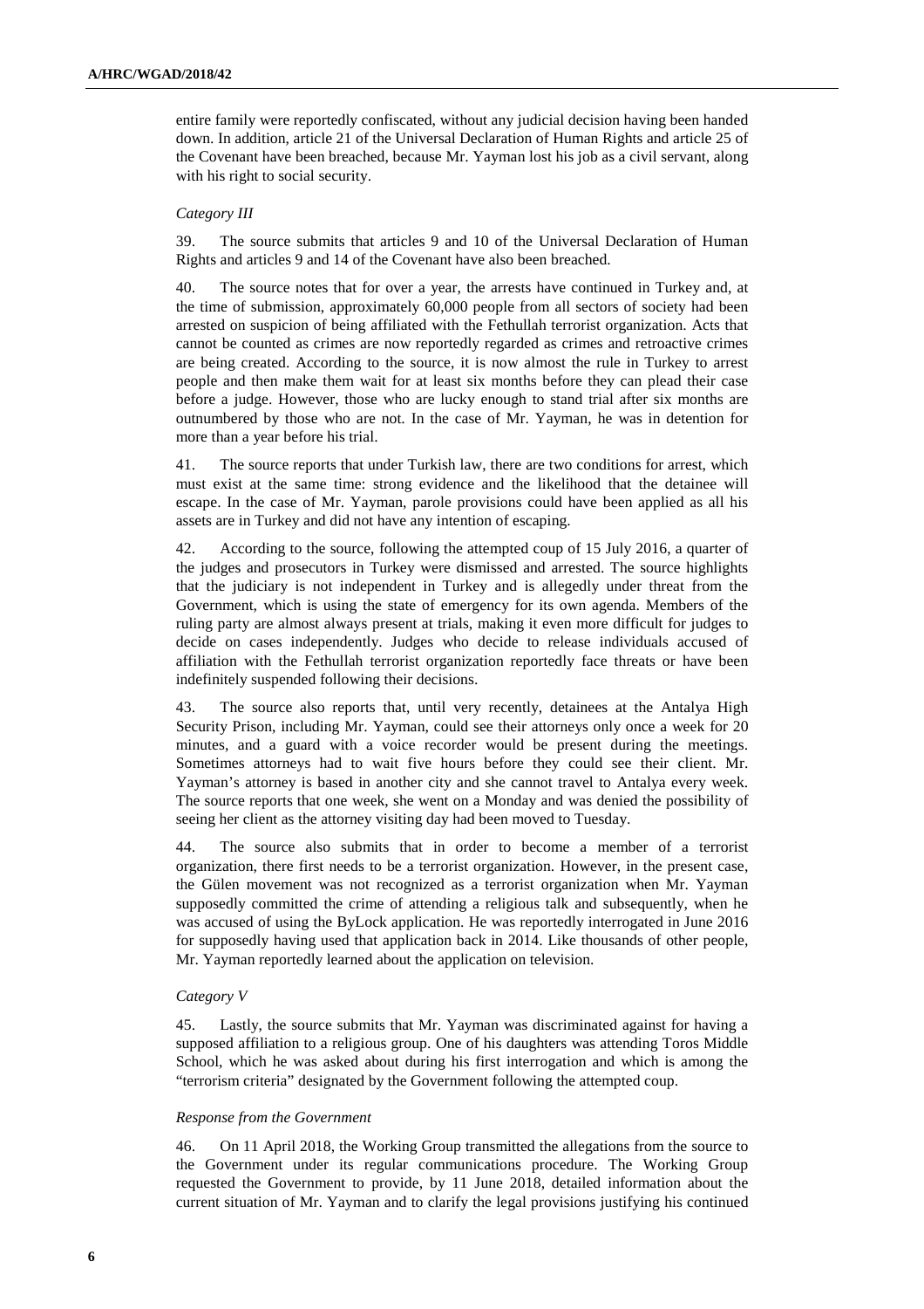entire family were reportedly confiscated, without any judicial decision having been handed down. In addition, article 21 of the Universal Declaration of Human Rights and article 25 of the Covenant have been breached, because Mr. Yayman lost his job as a civil servant, along with his right to social security.

*Category III*

39. The source submits that articles 9 and 10 of the Universal Declaration of Human Rights and articles 9 and 14 of the Covenant have also been breached.

40. The source notes that for over a year, the arrests have continued in Turkey and, at the time of submission, approximately 60,000 people from all sectors of society had been arrested on suspicion of being affiliated with the Fethullah terrorist organization. Acts that cannot be counted as crimes are now reportedly regarded as crimes and retroactive crimes are being created. According to the source, it is now almost the rule in Turkey to arrest people and then make them wait for at least six months before they can plead their case before a judge. However, those who are lucky enough to stand trial after six months are outnumbered by those who are not. In the case of Mr. Yayman, he was in detention for more than a year before his trial.

41. The source reports that under Turkish law, there are two conditions for arrest, which must exist at the same time: strong evidence and the likelihood that the detainee will escape. In the case of Mr. Yayman, parole provisions could have been applied as all his assets are in Turkey and did not have any intention of escaping.

42. According to the source, following the attempted coup of 15 July 2016, a quarter of the judges and prosecutors in Turkey were dismissed and arrested. The source highlights that the judiciary is not independent in Turkey and is allegedly under threat from the Government, which is using the state of emergency for its own agenda. Members of the ruling party are almost always present at trials, making it even more difficult for judges to decide on cases independently. Judges who decide to release individuals accused of affiliation with the Fethullah terrorist organization reportedly face threats or have been indefinitely suspended following their decisions.

43. The source also reports that, until very recently, detainees at the Antalya High Security Prison, including Mr. Yayman, could see their attorneys only once a week for 20 minutes, and a guard with a voice recorder would be present during the meetings. Sometimes attorneys had to wait five hours before they could see their client. Mr. Yayman's attorney is based in another city and she cannot travel to Antalya every week. The source reports that one week, she went on a Monday and was denied the possibility of seeing her client as the attorney visiting day had been moved to Tuesday.

44. The source also submits that in order to become a member of a terrorist organization, there first needs to be a terrorist organization. However, in the present case, the Gülen movement was not recognized as a terrorist organization when Mr. Yayman supposedly committed the crime of attending a religious talk and subsequently, when he was accused of using the ByLock application. He was reportedly interrogated in June 2016 for supposedly having used that application back in 2014. Like thousands of other people, Mr. Yayman reportedly learned about the application on television.

*Category V*

45. Lastly, the source submits that Mr. Yayman was discriminated against for having a supposed affiliation to a religious group. One of his daughters was attending Toros Middle School, which he was asked about during his first interrogation and which is among the "terrorism criteria" designated by the Government following the attempted coup.

*Response from the Government*

46. On 11 April 2018, the Working Group transmitted the allegations from the source to the Government under its regular communications procedure. The Working Group requested the Government to provide, by 11 June 2018, detailed information about the current situation of Mr. Yayman and to clarify the legal provisions justifying his continued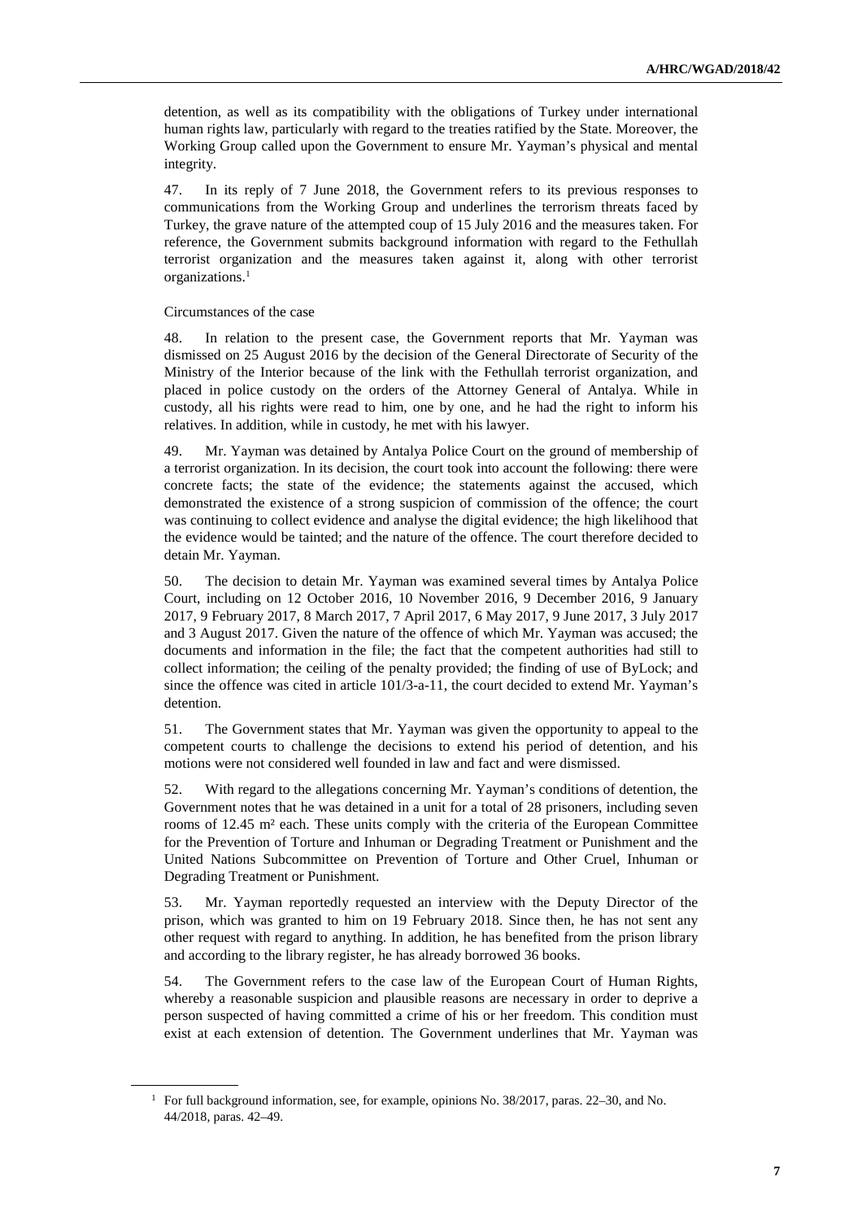detention, as well as its compatibility with the obligations of Turkey under international human rights law, particularly with regard to the treaties ratified by the State. Moreover, the Working Group called upon the Government to ensure Mr. Yayman's physical and mental integrity.

47. In its reply of 7 June 2018, the Government refers to its previous responses to communications from the Working Group and underlines the terrorism threats faced by Turkey, the grave nature of the attempted coup of 15 July 2016 and the measures taken. For reference, the Government submits background information with regard to the Fethullah terrorist organization and the measures taken against it, along with other terrorist organizations.[1]

Circumstances of the case

48. In relation to the present case, the Government reports that Mr. Yayman was dismissed on 25 August 2016 by the decision of the General Directorate of Security of the Ministry of the Interior because of the link with the Fethullah terrorist organization, and placed in police custody on the orders of the Attorney General of Antalya. While in custody, all his rights were read to him, one by one, and he had the right to inform his relatives. In addition, while in custody, he met with his lawyer.

49. Mr. Yayman was detained by Antalya Police Court on the ground of membership of a terrorist organization. In its decision, the court took into account the following: there were concrete facts; the state of the evidence; the statements against the accused, which demonstrated the existence of a strong suspicion of commission of the offence; the court was continuing to collect evidence and analyse the digital evidence; the high likelihood that the evidence would be tainted; and the nature of the offence. The court therefore decided to detain Mr. Yayman.

50. The decision to detain Mr. Yayman was examined several times by Antalya Police Court, including on 12 October 2016, 10 November 2016, 9 December 2016, 9 January 2017, 9 February 2017, 8 March 2017, 7 April 2017, 6 May 2017, 9 June 2017, 3 July 2017 and 3 August 2017. Given the nature of the offence of which Mr. Yayman was accused; the documents and information in the file; the fact that the competent authorities had still to collect information; the ceiling of the penalty provided; the finding of use of ByLock; and since the offence was cited in article 101/3-a-11, the court decided to extend Mr. Yayman's detention.

51. The Government states that Mr. Yayman was given the opportunity to appeal to the competent courts to challenge the decisions to extend his period of detention, and his motions were not considered well founded in law and fact and were dismissed.

52. With regard to the allegations concerning Mr. Yayman's conditions of detention, the Government notes that he was detained in a unit for a total of 28 prisoners, including seven rooms of 12.45 m² each. These units comply with the criteria of the European Committee for the Prevention of Torture and Inhuman or Degrading Treatment or Punishment and the United Nations Subcommittee on Prevention of Torture and Other Cruel, Inhuman or Degrading Treatment or Punishment.

53. Mr. Yayman reportedly requested an interview with the Deputy Director of the prison, which was granted to him on 19 February 2018. Since then, he has not sent any other request with regard to anything. In addition, he has benefited from the prison library and according to the library register, he has already borrowed 36 books.

54. The Government refers to the case law of the European Court of Human Rights, whereby a reasonable suspicion and plausible reasons are necessary in order to deprive a person suspected of having committed a crime of his or her freedom. This condition must exist at each extension of detention. The Government underlines that Mr. Yayman was

[1] For full background information, see, for example, opinions No. 38/2017, paras. 22–30, and No. 44/2018, paras. 42–49.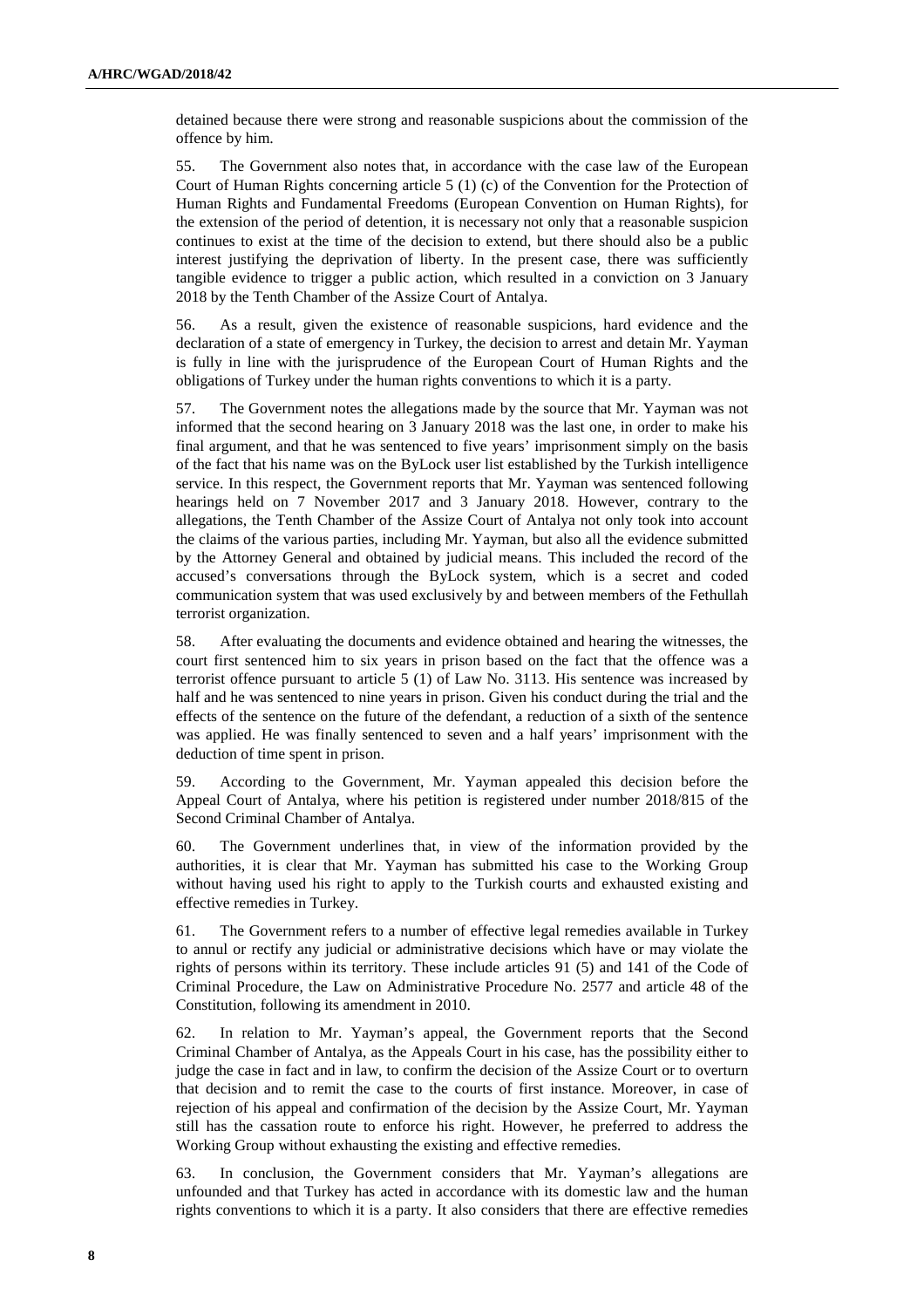detained because there were strong and reasonable suspicions about the commission of the offence by him.

55. The Government also notes that, in accordance with the case law of the European Court of Human Rights concerning article 5 (1) (c) of the Convention for the Protection of Human Rights and Fundamental Freedoms (European Convention on Human Rights), for the extension of the period of detention, it is necessary not only that a reasonable suspicion continues to exist at the time of the decision to extend, but there should also be a public interest justifying the deprivation of liberty. In the present case, there was sufficiently tangible evidence to trigger a public action, which resulted in a conviction on 3 January 2018 by the Tenth Chamber of the Assize Court of Antalya.

56. As a result, given the existence of reasonable suspicions, hard evidence and the declaration of a state of emergency in Turkey, the decision to arrest and detain Mr. Yayman is fully in line with the jurisprudence of the European Court of Human Rights and the obligations of Turkey under the human rights conventions to which it is a party.

57. The Government notes the allegations made by the source that Mr. Yayman was not informed that the second hearing on 3 January 2018 was the last one, in order to make his final argument, and that he was sentenced to five years' imprisonment simply on the basis of the fact that his name was on the ByLock user list established by the Turkish intelligence service. In this respect, the Government reports that Mr. Yayman was sentenced following hearings held on 7 November 2017 and 3 January 2018. However, contrary to the allegations, the Tenth Chamber of the Assize Court of Antalya not only took into account the claims of the various parties, including Mr. Yayman, but also all the evidence submitted by the Attorney General and obtained by judicial means. This included the record of the accused's conversations through the ByLock system, which is a secret and coded communication system that was used exclusively by and between members of the Fethullah terrorist organization.

58. After evaluating the documents and evidence obtained and hearing the witnesses, the court first sentenced him to six years in prison based on the fact that the offence was a terrorist offence pursuant to article 5 (1) of Law No. 3113. His sentence was increased by half and he was sentenced to nine years in prison. Given his conduct during the trial and the effects of the sentence on the future of the defendant, a reduction of a sixth of the sentence was applied. He was finally sentenced to seven and a half years' imprisonment with the deduction of time spent in prison.

59. According to the Government, Mr. Yayman appealed this decision before the Appeal Court of Antalya, where his petition is registered under number 2018/815 of the Second Criminal Chamber of Antalya.

60. The Government underlines that, in view of the information provided by the authorities, it is clear that Mr. Yayman has submitted his case to the Working Group without having used his right to apply to the Turkish courts and exhausted existing and effective remedies in Turkey.

61. The Government refers to a number of effective legal remedies available in Turkey to annul or rectify any judicial or administrative decisions which have or may violate the rights of persons within its territory. These include articles 91 (5) and 141 of the Code of Criminal Procedure, the Law on Administrative Procedure No. 2577 and article 48 of the Constitution, following its amendment in 2010.

62. In relation to Mr. Yayman's appeal, the Government reports that the Second Criminal Chamber of Antalya, as the Appeals Court in his case, has the possibility either to judge the case in fact and in law, to confirm the decision of the Assize Court or to overturn that decision and to remit the case to the courts of first instance. Moreover, in case of rejection of his appeal and confirmation of the decision by the Assize Court, Mr. Yayman still has the cassation route to enforce his right. However, he preferred to address the Working Group without exhausting the existing and effective remedies.

63. In conclusion, the Government considers that Mr. Yayman's allegations are unfounded and that Turkey has acted in accordance with its domestic law and the human rights conventions to which it is a party. It also considers that there are effective remedies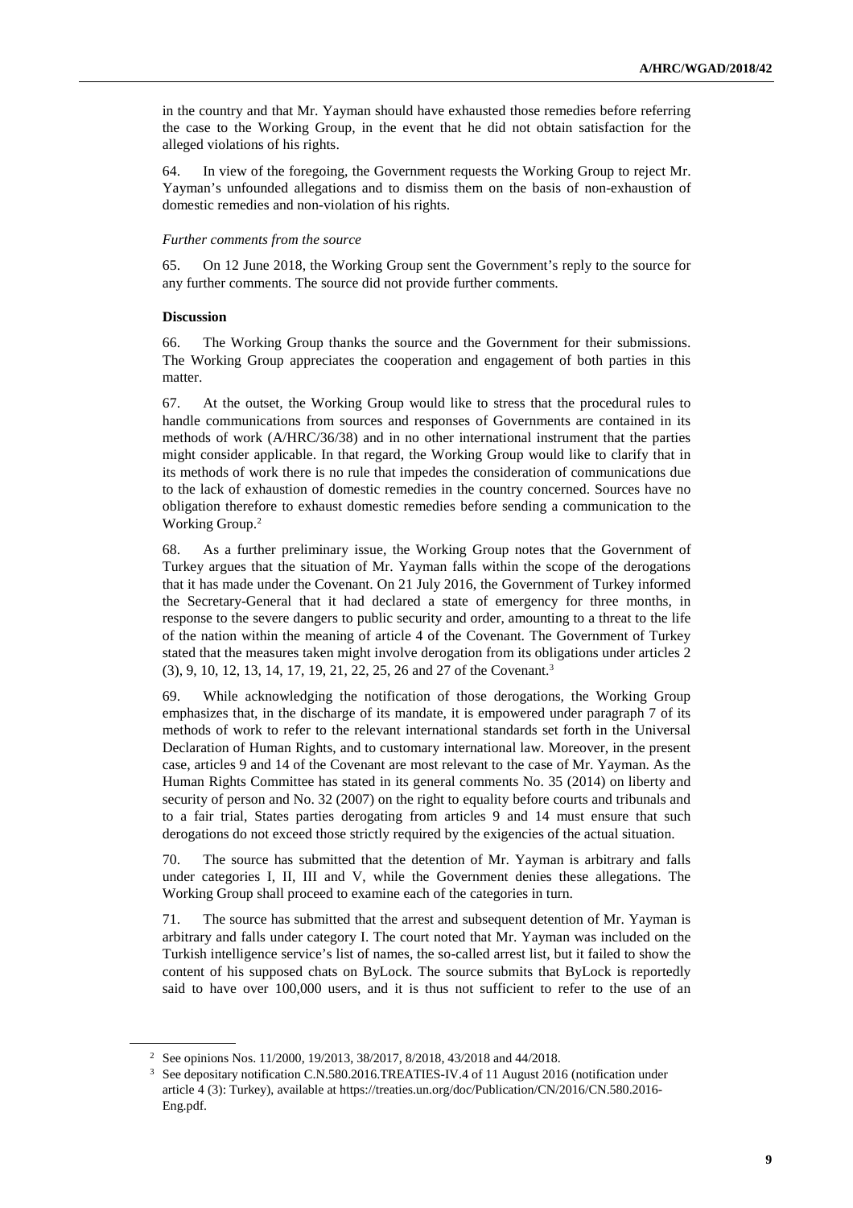in the country and that Mr. Yayman should have exhausted those remedies before referring the case to the Working Group, in the event that he did not obtain satisfaction for the alleged violations of his rights.

64. In view of the foregoing, the Government requests the Working Group to reject Mr. Yayman's unfounded allegations and to dismiss them on the basis of non-exhaustion of domestic remedies and non-violation of his rights.

*Further comments from the source*

65. On 12 June 2018, the Working Group sent the Government's reply to the source for any further comments. The source did not provide further comments.

**Discussion**

66. The Working Group thanks the source and the Government for their submissions. The Working Group appreciates the cooperation and engagement of both parties in this matter.

67. At the outset, the Working Group would like to stress that the procedural rules to handle communications from sources and responses of Governments are contained in its methods of work (A/HRC/36/38) and in no other international instrument that the parties might consider applicable. In that regard, the Working Group would like to clarify that in its methods of work there is no rule that impedes the consideration of communications due to the lack of exhaustion of domestic remedies in the country concerned. Sources have no obligation therefore to exhaust domestic remedies before sending a communication to the Working Group.[2]

68. As a further preliminary issue, the Working Group notes that the Government of Turkey argues that the situation of Mr. Yayman falls within the scope of the derogations that it has made under the Covenant. On 21 July 2016, the Government of Turkey informed the Secretary-General that it had declared a state of emergency for three months, in response to the severe dangers to public security and order, amounting to a threat to the life of the nation within the meaning of article 4 of the Covenant. The Government of Turkey stated that the measures taken might involve derogation from its obligations under articles 2 (3), 9, 10, 12, 13, 14, 17, 19, 21, 22, 25, 26 and 27 of the Covenant.[3]

69. While acknowledging the notification of those derogations, the Working Group emphasizes that, in the discharge of its mandate, it is empowered under paragraph 7 of its methods of work to refer to the relevant international standards set forth in the Universal Declaration of Human Rights, and to customary international law. Moreover, in the present case, articles 9 and 14 of the Covenant are most relevant to the case of Mr. Yayman. As the Human Rights Committee has stated in its general comments No. 35 (2014) on liberty and security of person and No. 32 (2007) on the right to equality before courts and tribunals and to a fair trial, States parties derogating from articles 9 and 14 must ensure that such derogations do not exceed those strictly required by the exigencies of the actual situation.

70. The source has submitted that the detention of Mr. Yayman is arbitrary and falls under categories I, II, III and V, while the Government denies these allegations. The Working Group shall proceed to examine each of the categories in turn.

71. The source has submitted that the arrest and subsequent detention of Mr. Yayman is arbitrary and falls under category I. The court noted that Mr. Yayman was included on the Turkish intelligence service's list of names, the so-called arrest list, but it failed to show the content of his supposed chats on ByLock. The source submits that ByLock is reportedly said to have over 100,000 users, and it is thus not sufficient to refer to the use of an

---

[2] See opinions Nos. 11/2000, 19/2013, 38/2017, 8/2018, 43/2018 and 44/2018.

[3] See depositary notification C.N.580.2016.TREATIES-IV.4 of 11 August 2016 (notification under article 4 (3): Turkey), available at https://treaties.un.org/doc/Publication/CN/2016/CN.580.2016-Eng.pdf.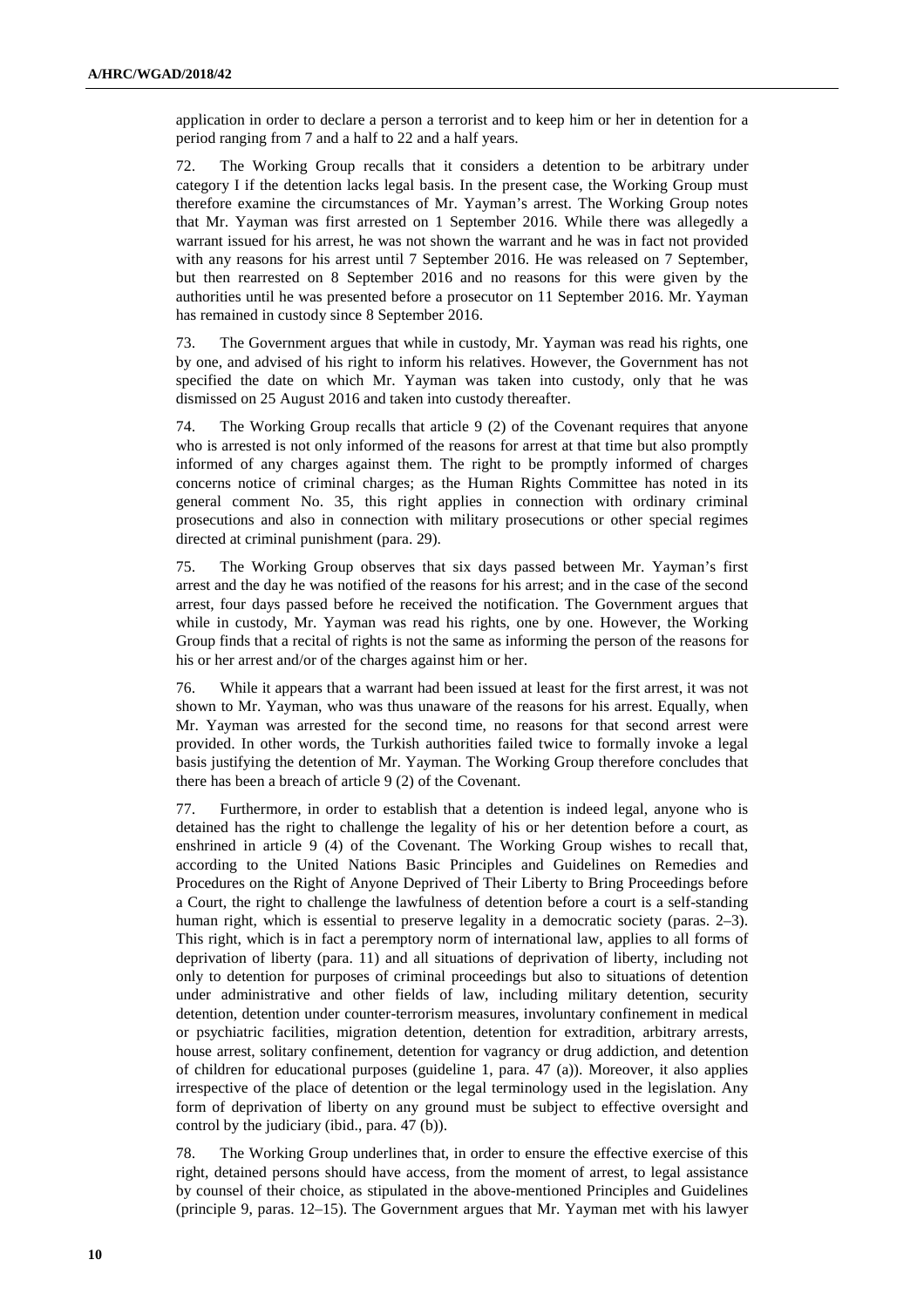application in order to declare a person a terrorist and to keep him or her in detention for a period ranging from 7 and a half to 22 and a half years.

72. The Working Group recalls that it considers a detention to be arbitrary under category I if the detention lacks legal basis. In the present case, the Working Group must therefore examine the circumstances of Mr. Yayman's arrest. The Working Group notes that Mr. Yayman was first arrested on 1 September 2016. While there was allegedly a warrant issued for his arrest, he was not shown the warrant and he was in fact not provided with any reasons for his arrest until 7 September 2016. He was released on 7 September, but then rearrested on 8 September 2016 and no reasons for this were given by the authorities until he was presented before a prosecutor on 11 September 2016. Mr. Yayman has remained in custody since 8 September 2016.

73. The Government argues that while in custody, Mr. Yayman was read his rights, one by one, and advised of his right to inform his relatives. However, the Government has not specified the date on which Mr. Yayman was taken into custody, only that he was dismissed on 25 August 2016 and taken into custody thereafter.

74. The Working Group recalls that article 9 (2) of the Covenant requires that anyone who is arrested is not only informed of the reasons for arrest at that time but also promptly informed of any charges against them. The right to be promptly informed of charges concerns notice of criminal charges; as the Human Rights Committee has noted in its general comment No. 35, this right applies in connection with ordinary criminal prosecutions and also in connection with military prosecutions or other special regimes directed at criminal punishment (para. 29).

75. The Working Group observes that six days passed between Mr. Yayman's first arrest and the day he was notified of the reasons for his arrest; and in the case of the second arrest, four days passed before he received the notification. The Government argues that while in custody, Mr. Yayman was read his rights, one by one. However, the Working Group finds that a recital of rights is not the same as informing the person of the reasons for his or her arrest and/or of the charges against him or her.

76. While it appears that a warrant had been issued at least for the first arrest, it was not shown to Mr. Yayman, who was thus unaware of the reasons for his arrest. Equally, when Mr. Yayman was arrested for the second time, no reasons for that second arrest were provided. In other words, the Turkish authorities failed twice to formally invoke a legal basis justifying the detention of Mr. Yayman. The Working Group therefore concludes that there has been a breach of article 9 (2) of the Covenant.

77. Furthermore, in order to establish that a detention is indeed legal, anyone who is detained has the right to challenge the legality of his or her detention before a court, as enshrined in article 9 (4) of the Covenant. The Working Group wishes to recall that, according to the United Nations Basic Principles and Guidelines on Remedies and Procedures on the Right of Anyone Deprived of Their Liberty to Bring Proceedings before a Court, the right to challenge the lawfulness of detention before a court is a self-standing human right, which is essential to preserve legality in a democratic society (paras. 2–3). This right, which is in fact a peremptory norm of international law, applies to all forms of deprivation of liberty (para. 11) and all situations of deprivation of liberty, including not only to detention for purposes of criminal proceedings but also to situations of detention under administrative and other fields of law, including military detention, security detention, detention under counter-terrorism measures, involuntary confinement in medical or psychiatric facilities, migration detention, detention for extradition, arbitrary arrests, house arrest, solitary confinement, detention for vagrancy or drug addiction, and detention of children for educational purposes (guideline 1, para. 47 (a)). Moreover, it also applies irrespective of the place of detention or the legal terminology used in the legislation. Any form of deprivation of liberty on any ground must be subject to effective oversight and control by the judiciary (ibid., para. 47 (b)).

78. The Working Group underlines that, in order to ensure the effective exercise of this right, detained persons should have access, from the moment of arrest, to legal assistance by counsel of their choice, as stipulated in the above-mentioned Principles and Guidelines (principle 9, paras. 12–15). The Government argues that Mr. Yayman met with his lawyer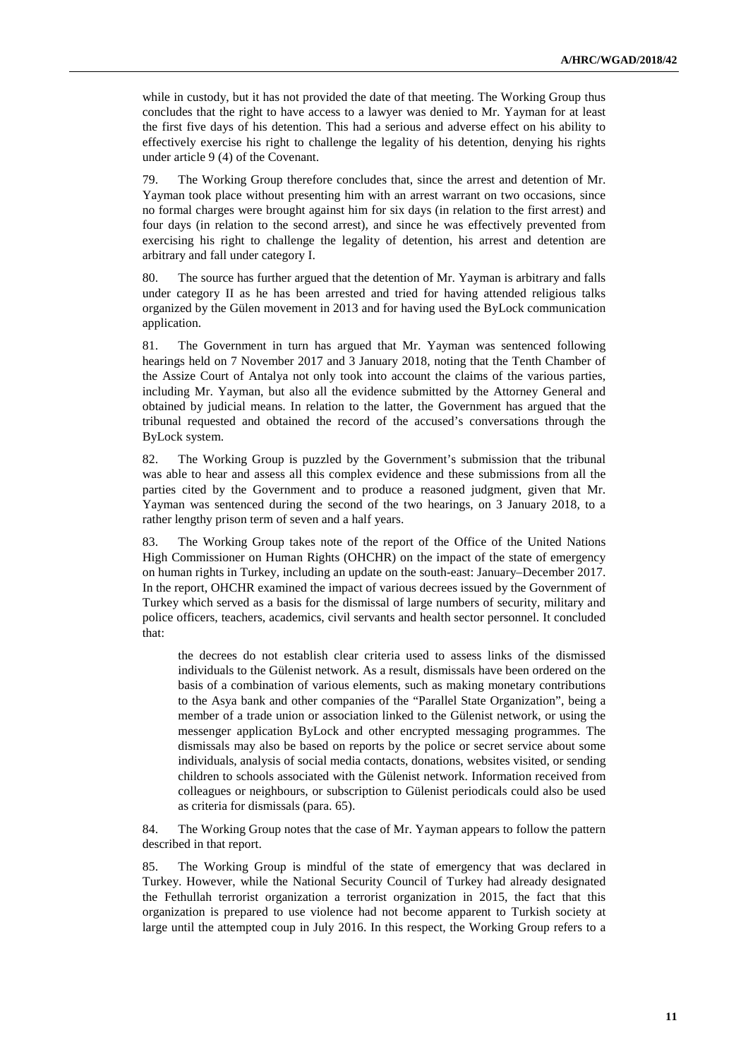while in custody, but it has not provided the date of that meeting. The Working Group thus concludes that the right to have access to a lawyer was denied to Mr. Yayman for at least the first five days of his detention. This had a serious and adverse effect on his ability to effectively exercise his right to challenge the legality of his detention, denying his rights under article 9 (4) of the Covenant.

79. The Working Group therefore concludes that, since the arrest and detention of Mr. Yayman took place without presenting him with an arrest warrant on two occasions, since no formal charges were brought against him for six days (in relation to the first arrest) and four days (in relation to the second arrest), and since he was effectively prevented from exercising his right to challenge the legality of detention, his arrest and detention are arbitrary and fall under category I.

80. The source has further argued that the detention of Mr. Yayman is arbitrary and falls under category II as he has been arrested and tried for having attended religious talks organized by the Gülen movement in 2013 and for having used the ByLock communication application.

81. The Government in turn has argued that Mr. Yayman was sentenced following hearings held on 7 November 2017 and 3 January 2018, noting that the Tenth Chamber of the Assize Court of Antalya not only took into account the claims of the various parties, including Mr. Yayman, but also all the evidence submitted by the Attorney General and obtained by judicial means. In relation to the latter, the Government has argued that the tribunal requested and obtained the record of the accused's conversations through the ByLock system.

82. The Working Group is puzzled by the Government's submission that the tribunal was able to hear and assess all this complex evidence and these submissions from all the parties cited by the Government and to produce a reasoned judgment, given that Mr. Yayman was sentenced during the second of the two hearings, on 3 January 2018, to a rather lengthy prison term of seven and a half years.

83. The Working Group takes note of the report of the Office of the United Nations High Commissioner on Human Rights (OHCHR) on the impact of the state of emergency on human rights in Turkey, including an update on the south-east: January–December 2017. In the report, OHCHR examined the impact of various decrees issued by the Government of Turkey which served as a basis for the dismissal of large numbers of security, military and police officers, teachers, academics, civil servants and health sector personnel. It concluded that:

> the decrees do not establish clear criteria used to assess links of the dismissed individuals to the Gülenist network. As a result, dismissals have been ordered on the basis of a combination of various elements, such as making monetary contributions to the Asya bank and other companies of the "Parallel State Organization", being a member of a trade union or association linked to the Gülenist network, or using the messenger application ByLock and other encrypted messaging programmes. The dismissals may also be based on reports by the police or secret service about some individuals, analysis of social media contacts, donations, websites visited, or sending children to schools associated with the Gülenist network. Information received from colleagues or neighbours, or subscription to Gülenist periodicals could also be used as criteria for dismissals (para. 65).

84. The Working Group notes that the case of Mr. Yayman appears to follow the pattern described in that report.

85. The Working Group is mindful of the state of emergency that was declared in Turkey. However, while the National Security Council of Turkey had already designated the Fethullah terrorist organization a terrorist organization in 2015, the fact that this organization is prepared to use violence had not become apparent to Turkish society at large until the attempted coup in July 2016. In this respect, the Working Group refers to a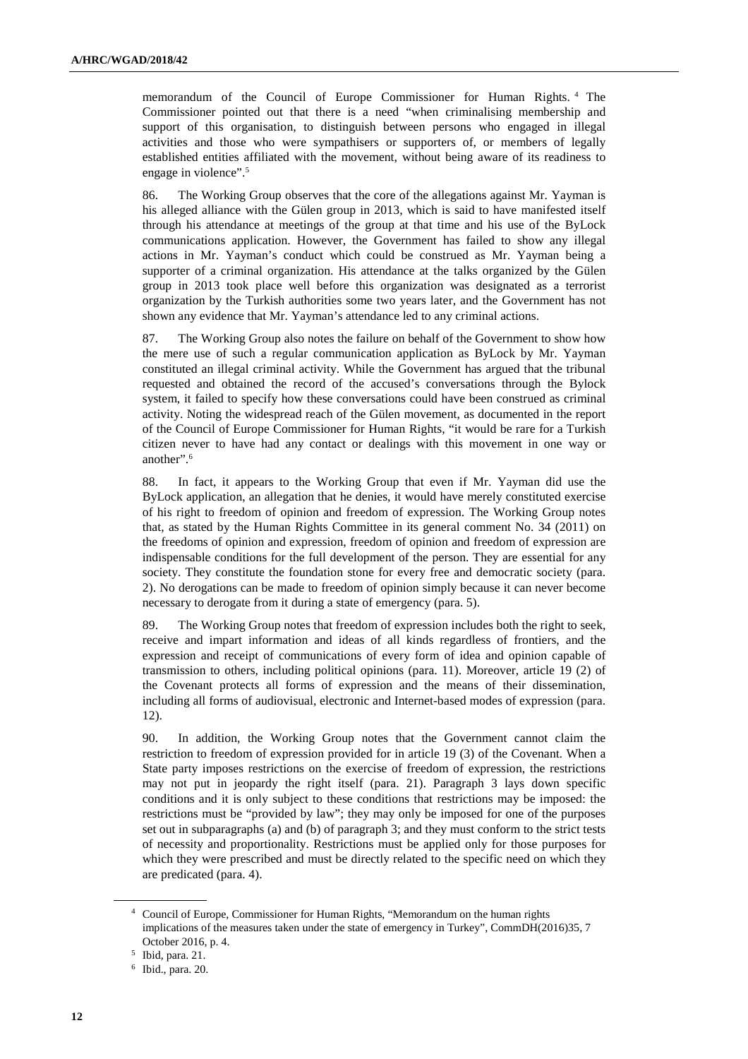memorandum of the Council of Europe Commissioner for Human Rights.[4] The Commissioner pointed out that there is a need "when criminalising membership and support of this organisation, to distinguish between persons who engaged in illegal activities and those who were sympathisers or supporters of, or members of legally established entities affiliated with the movement, without being aware of its readiness to engage in violence".[5]

86. The Working Group observes that the core of the allegations against Mr. Yayman is his alleged alliance with the Gülen group in 2013, which is said to have manifested itself through his attendance at meetings of the group at that time and his use of the ByLock communications application. However, the Government has failed to show any illegal actions in Mr. Yayman's conduct which could be construed as Mr. Yayman being a supporter of a criminal organization. His attendance at the talks organized by the Gülen group in 2013 took place well before this organization was designated as a terrorist organization by the Turkish authorities some two years later, and the Government has not shown any evidence that Mr. Yayman's attendance led to any criminal actions.

87. The Working Group also notes the failure on behalf of the Government to show how the mere use of such a regular communication application as ByLock by Mr. Yayman constituted an illegal criminal activity. While the Government has argued that the tribunal requested and obtained the record of the accused's conversations through the Bylock system, it failed to specify how these conversations could have been construed as criminal activity. Noting the widespread reach of the Gülen movement, as documented in the report of the Council of Europe Commissioner for Human Rights, "it would be rare for a Turkish citizen never to have had any contact or dealings with this movement in one way or another".[6]

88. In fact, it appears to the Working Group that even if Mr. Yayman did use the ByLock application, an allegation that he denies, it would have merely constituted exercise of his right to freedom of opinion and freedom of expression. The Working Group notes that, as stated by the Human Rights Committee in its general comment No. 34 (2011) on the freedoms of opinion and expression, freedom of opinion and freedom of expression are indispensable conditions for the full development of the person. They are essential for any society. They constitute the foundation stone for every free and democratic society (para. 2). No derogations can be made to freedom of opinion simply because it can never become necessary to derogate from it during a state of emergency (para. 5).

89. The Working Group notes that freedom of expression includes both the right to seek, receive and impart information and ideas of all kinds regardless of frontiers, and the expression and receipt of communications of every form of idea and opinion capable of transmission to others, including political opinions (para. 11). Moreover, article 19 (2) of the Covenant protects all forms of expression and the means of their dissemination, including all forms of audiovisual, electronic and Internet-based modes of expression (para. 12).

90. In addition, the Working Group notes that the Government cannot claim the restriction to freedom of expression provided for in article 19 (3) of the Covenant. When a State party imposes restrictions on the exercise of freedom of expression, the restrictions may not put in jeopardy the right itself (para. 21). Paragraph 3 lays down specific conditions and it is only subject to these conditions that restrictions may be imposed: the restrictions must be "provided by law"; they may only be imposed for one of the purposes set out in subparagraphs (a) and (b) of paragraph 3; and they must conform to the strict tests of necessity and proportionality. Restrictions must be applied only for those purposes for which they were prescribed and must be directly related to the specific need on which they are predicated (para. 4).

[4] Council of Europe, Commissioner for Human Rights, "Memorandum on the human rights implications of the measures taken under the state of emergency in Turkey", CommDH(2016)35, 7 October 2016, p. 4.

[5] Ibid, para. 21.

[6] Ibid., para. 20.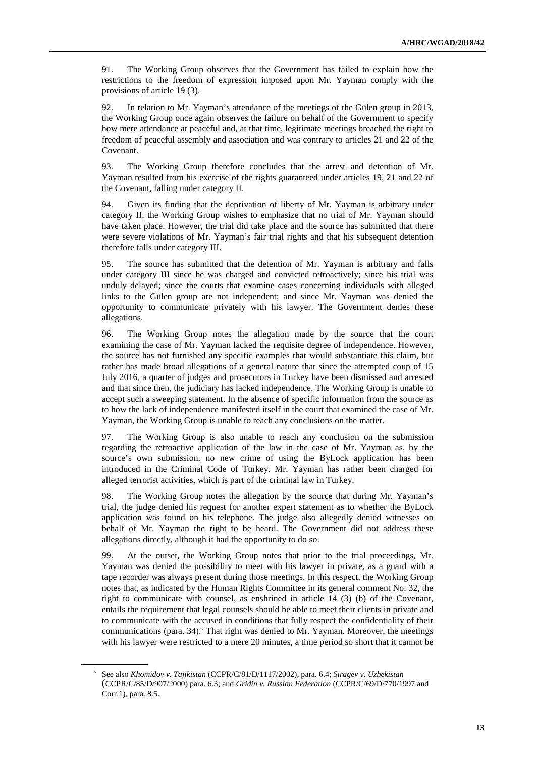91. The Working Group observes that the Government has failed to explain how the restrictions to the freedom of expression imposed upon Mr. Yayman comply with the provisions of article 19 (3).

92. In relation to Mr. Yayman's attendance of the meetings of the Gülen group in 2013, the Working Group once again observes the failure on behalf of the Government to specify how mere attendance at peaceful and, at that time, legitimate meetings breached the right to freedom of peaceful assembly and association and was contrary to articles 21 and 22 of the Covenant.

93. The Working Group therefore concludes that the arrest and detention of Mr. Yayman resulted from his exercise of the rights guaranteed under articles 19, 21 and 22 of the Covenant, falling under category II.

94. Given its finding that the deprivation of liberty of Mr. Yayman is arbitrary under category II, the Working Group wishes to emphasize that no trial of Mr. Yayman should have taken place. However, the trial did take place and the source has submitted that there were severe violations of Mr. Yayman's fair trial rights and that his subsequent detention therefore falls under category III.

95. The source has submitted that the detention of Mr. Yayman is arbitrary and falls under category III since he was charged and convicted retroactively; since his trial was unduly delayed; since the courts that examine cases concerning individuals with alleged links to the Gülen group are not independent; and since Mr. Yayman was denied the opportunity to communicate privately with his lawyer. The Government denies these allegations.

96. The Working Group notes the allegation made by the source that the court examining the case of Mr. Yayman lacked the requisite degree of independence. However, the source has not furnished any specific examples that would substantiate this claim, but rather has made broad allegations of a general nature that since the attempted coup of 15 July 2016, a quarter of judges and prosecutors in Turkey have been dismissed and arrested and that since then, the judiciary has lacked independence. The Working Group is unable to accept such a sweeping statement. In the absence of specific information from the source as to how the lack of independence manifested itself in the court that examined the case of Mr. Yayman, the Working Group is unable to reach any conclusions on the matter.

97. The Working Group is also unable to reach any conclusion on the submission regarding the retroactive application of the law in the case of Mr. Yayman as, by the source's own submission, no new crime of using the ByLock application has been introduced in the Criminal Code of Turkey. Mr. Yayman has rather been charged for alleged terrorist activities, which is part of the criminal law in Turkey.

98. The Working Group notes the allegation by the source that during Mr. Yayman's trial, the judge denied his request for another expert statement as to whether the ByLock application was found on his telephone. The judge also allegedly denied witnesses on behalf of Mr. Yayman the right to be heard. The Government did not address these allegations directly, although it had the opportunity to do so.

99. At the outset, the Working Group notes that prior to the trial proceedings, Mr. Yayman was denied the possibility to meet with his lawyer in private, as a guard with a tape recorder was always present during those meetings. In this respect, the Working Group notes that, as indicated by the Human Rights Committee in its general comment No. 32, the right to communicate with counsel, as enshrined in article 14 (3) (b) of the Covenant, entails the requirement that legal counsels should be able to meet their clients in private and to communicate with the accused in conditions that fully respect the confidentiality of their communications (para. 34).[7] That right was denied to Mr. Yayman. Moreover, the meetings with his lawyer were restricted to a mere 20 minutes, a time period so short that it cannot be

[7] See also *Khomidov v. Tajikistan* (CCPR/C/81/D/1117/2002), para. 6.4; *Siragev v. Uzbekistan* (CCPR/C/85/D/907/2000) para. 6.3; and *Gridin v. Russian Federation* (CCPR/C/69/D/770/1997 and Corr.1), para. 8.5.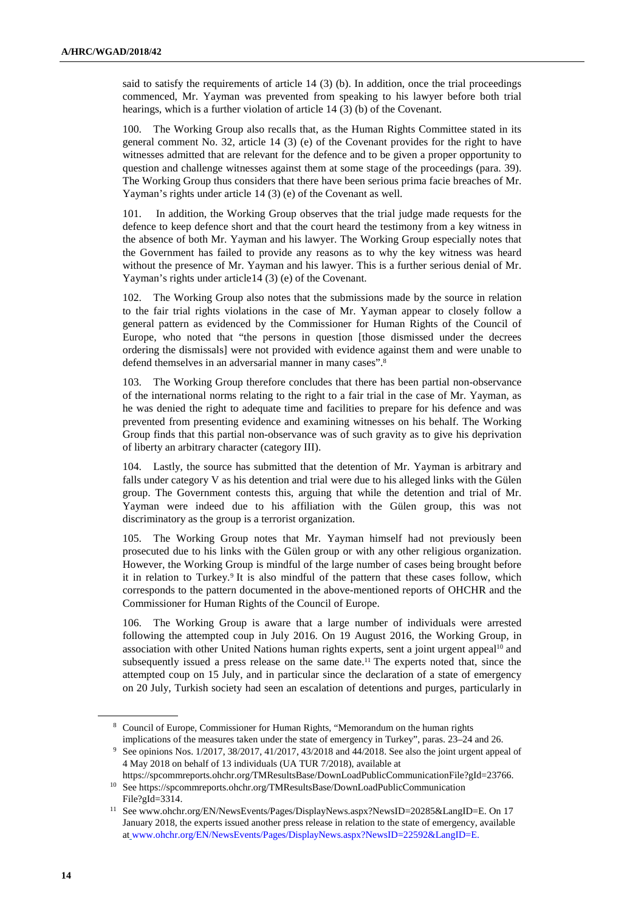said to satisfy the requirements of article 14 (3) (b). In addition, once the trial proceedings commenced, Mr. Yayman was prevented from speaking to his lawyer before both trial hearings, which is a further violation of article 14 (3) (b) of the Covenant.

100. The Working Group also recalls that, as the Human Rights Committee stated in its general comment No. 32, article 14 (3) (e) of the Covenant provides for the right to have witnesses admitted that are relevant for the defence and to be given a proper opportunity to question and challenge witnesses against them at some stage of the proceedings (para. 39). The Working Group thus considers that there have been serious prima facie breaches of Mr. Yayman's rights under article 14 (3) (e) of the Covenant as well.

101. In addition, the Working Group observes that the trial judge made requests for the defence to keep defence short and that the court heard the testimony from a key witness in the absence of both Mr. Yayman and his lawyer. The Working Group especially notes that the Government has failed to provide any reasons as to why the key witness was heard without the presence of Mr. Yayman and his lawyer. This is a further serious denial of Mr. Yayman's rights under article14 (3) (e) of the Covenant.

102. The Working Group also notes that the submissions made by the source in relation to the fair trial rights violations in the case of Mr. Yayman appear to closely follow a general pattern as evidenced by the Commissioner for Human Rights of the Council of Europe, who noted that "the persons in question [those dismissed under the decrees ordering the dismissals] were not provided with evidence against them and were unable to defend themselves in an adversarial manner in many cases".[8]

103. The Working Group therefore concludes that there has been partial non-observance of the international norms relating to the right to a fair trial in the case of Mr. Yayman, as he was denied the right to adequate time and facilities to prepare for his defence and was prevented from presenting evidence and examining witnesses on his behalf. The Working Group finds that this partial non-observance was of such gravity as to give his deprivation of liberty an arbitrary character (category III).

104. Lastly, the source has submitted that the detention of Mr. Yayman is arbitrary and falls under category V as his detention and trial were due to his alleged links with the Gülen group. The Government contests this, arguing that while the detention and trial of Mr. Yayman were indeed due to his affiliation with the Gülen group, this was not discriminatory as the group is a terrorist organization.

105. The Working Group notes that Mr. Yayman himself had not previously been prosecuted due to his links with the Gülen group or with any other religious organization. However, the Working Group is mindful of the large number of cases being brought before it in relation to Turkey.[9] It is also mindful of the pattern that these cases follow, which corresponds to the pattern documented in the above-mentioned reports of OHCHR and the Commissioner for Human Rights of the Council of Europe.

106. The Working Group is aware that a large number of individuals were arrested following the attempted coup in July 2016. On 19 August 2016, the Working Group, in association with other United Nations human rights experts, sent a joint urgent appeal[10] and subsequently issued a press release on the same date.[11] The experts noted that, since the attempted coup on 15 July, and in particular since the declaration of a state of emergency on 20 July, Turkish society had seen an escalation of detentions and purges, particularly in

---

[8] Council of Europe, Commissioner for Human Rights, "Memorandum on the human rights implications of the measures taken under the state of emergency in Turkey", paras. 23–24 and 26.

[9] See opinions Nos. 1/2017, 38/2017, 41/2017, 43/2018 and 44/2018. See also the joint urgent appeal of 4 May 2018 on behalf of 13 individuals (UA TUR 7/2018), available at https://spcommreports.ohchr.org/TMResultsBase/DownLoadPublicCommunicationFile?gId=23766.

[10] See https://spcommreports.ohchr.org/TMResultsBase/DownLoadPublicCommunicationFile?gId=3314.

[11] See www.ohchr.org/EN/NewsEvents/Pages/DisplayNews.aspx?NewsID=20285&LangID=E. On 17 January 2018, the experts issued another press release in relation to the state of emergency, available at www.ohchr.org/EN/NewsEvents/Pages/DisplayNews.aspx?NewsID=22592&LangID=E.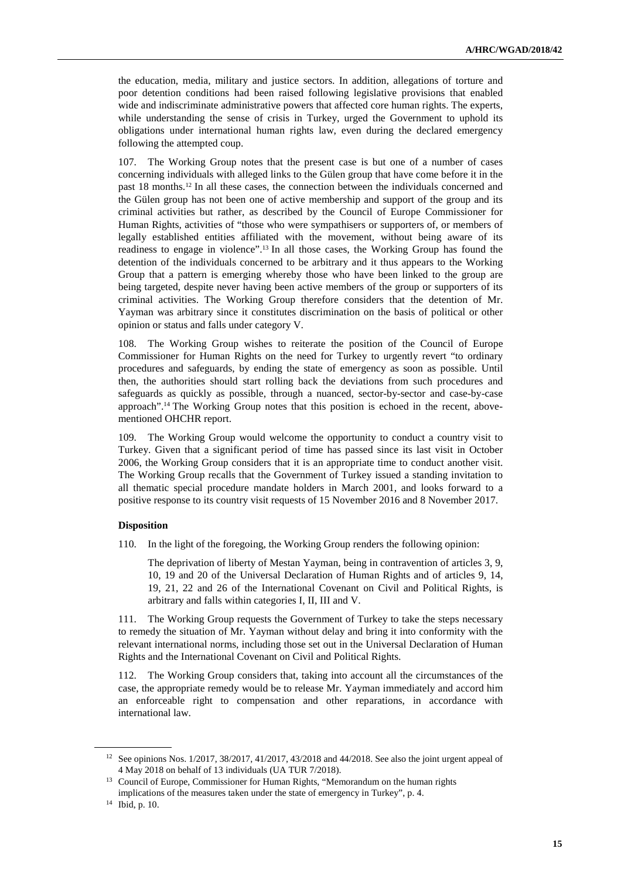the education, media, military and justice sectors. In addition, allegations of torture and poor detention conditions had been raised following legislative provisions that enabled wide and indiscriminate administrative powers that affected core human rights. The experts, while understanding the sense of crisis in Turkey, urged the Government to uphold its obligations under international human rights law, even during the declared emergency following the attempted coup.

107. The Working Group notes that the present case is but one of a number of cases concerning individuals with alleged links to the Gülen group that have come before it in the past 18 months.[12] In all these cases, the connection between the individuals concerned and the Gülen group has not been one of active membership and support of the group and its criminal activities but rather, as described by the Council of Europe Commissioner for Human Rights, activities of "those who were sympathisers or supporters of, or members of legally established entities affiliated with the movement, without being aware of its readiness to engage in violence".[13] In all those cases, the Working Group has found the detention of the individuals concerned to be arbitrary and it thus appears to the Working Group that a pattern is emerging whereby those who have been linked to the group are being targeted, despite never having been active members of the group or supporters of its criminal activities. The Working Group therefore considers that the detention of Mr. Yayman was arbitrary since it constitutes discrimination on the basis of political or other opinion or status and falls under category V.

108. The Working Group wishes to reiterate the position of the Council of Europe Commissioner for Human Rights on the need for Turkey to urgently revert "to ordinary procedures and safeguards, by ending the state of emergency as soon as possible. Until then, the authorities should start rolling back the deviations from such procedures and safeguards as quickly as possible, through a nuanced, sector-by-sector and case-by-case approach".[14] The Working Group notes that this position is echoed in the recent, above-mentioned OHCHR report.

109. The Working Group would welcome the opportunity to conduct a country visit to Turkey. Given that a significant period of time has passed since its last visit in October 2006, the Working Group considers that it is an appropriate time to conduct another visit. The Working Group recalls that the Government of Turkey issued a standing invitation to all thematic special procedure mandate holders in March 2001, and looks forward to a positive response to its country visit requests of 15 November 2016 and 8 November 2017.

### Disposition

110. In the light of the foregoing, the Working Group renders the following opinion:

> The deprivation of liberty of Mestan Yayman, being in contravention of articles 3, 9, 10, 19 and 20 of the Universal Declaration of Human Rights and of articles 9, 14, 19, 21, 22 and 26 of the International Covenant on Civil and Political Rights, is arbitrary and falls within categories I, II, III and V.

111. The Working Group requests the Government of Turkey to take the steps necessary to remedy the situation of Mr. Yayman without delay and bring it into conformity with the relevant international norms, including those set out in the Universal Declaration of Human Rights and the International Covenant on Civil and Political Rights.

112. The Working Group considers that, taking into account all the circumstances of the case, the appropriate remedy would be to release Mr. Yayman immediately and accord him an enforceable right to compensation and other reparations, in accordance with international law.

---

[12] See opinions Nos. 1/2017, 38/2017, 41/2017, 43/2018 and 44/2018. See also the joint urgent appeal of 4 May 2018 on behalf of 13 individuals (UA TUR 7/2018).

[13] Council of Europe, Commissioner for Human Rights, "Memorandum on the human rights implications of the measures taken under the state of emergency in Turkey", p. 4.

[14] Ibid, p. 10.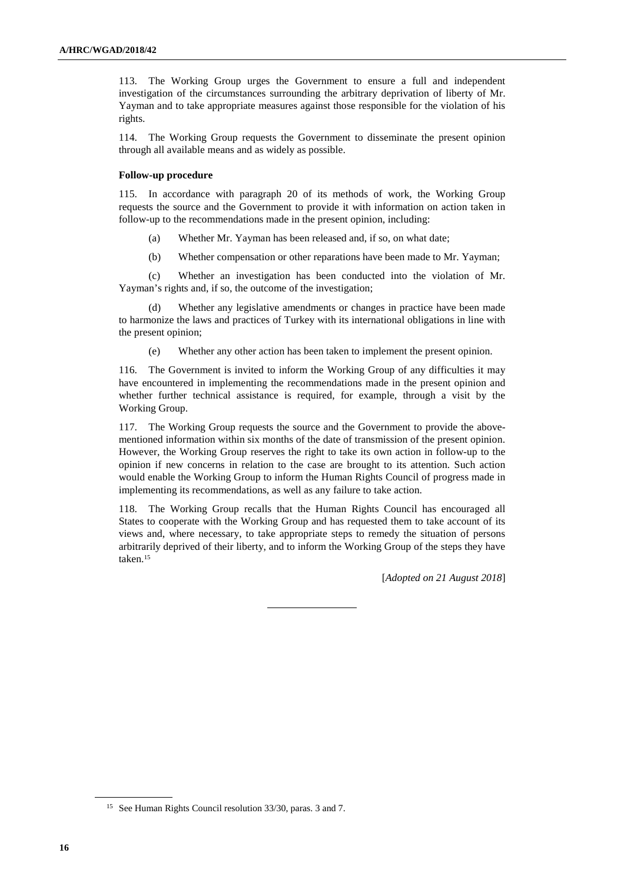113. The Working Group urges the Government to ensure a full and independent investigation of the circumstances surrounding the arbitrary deprivation of liberty of Mr. Yayman and to take appropriate measures against those responsible for the violation of his rights.

114. The Working Group requests the Government to disseminate the present opinion through all available means and as widely as possible.

**Follow-up procedure**

115. In accordance with paragraph 20 of its methods of work, the Working Group requests the source and the Government to provide it with information on action taken in follow-up to the recommendations made in the present opinion, including:

(a) Whether Mr. Yayman has been released and, if so, on what date;

(b) Whether compensation or other reparations have been made to Mr. Yayman;

(c) Whether an investigation has been conducted into the violation of Mr. Yayman's rights and, if so, the outcome of the investigation;

(d) Whether any legislative amendments or changes in practice have been made to harmonize the laws and practices of Turkey with its international obligations in line with the present opinion;

(e) Whether any other action has been taken to implement the present opinion.

116. The Government is invited to inform the Working Group of any difficulties it may have encountered in implementing the recommendations made in the present opinion and whether further technical assistance is required, for example, through a visit by the Working Group.

117. The Working Group requests the source and the Government to provide the above-mentioned information within six months of the date of transmission of the present opinion. However, the Working Group reserves the right to take its own action in follow-up to the opinion if new concerns in relation to the case are brought to its attention. Such action would enable the Working Group to inform the Human Rights Council of progress made in implementing its recommendations, as well as any failure to take action.

118. The Working Group recalls that the Human Rights Council has encouraged all States to cooperate with the Working Group and has requested them to take account of its views and, where necessary, to take appropriate steps to remedy the situation of persons arbitrarily deprived of their liberty, and to inform the Working Group of the steps they have taken.[15]

[*Adopted on 21 August 2018*]

---

[15] See Human Rights Council resolution 33/30, paras. 3 and 7.